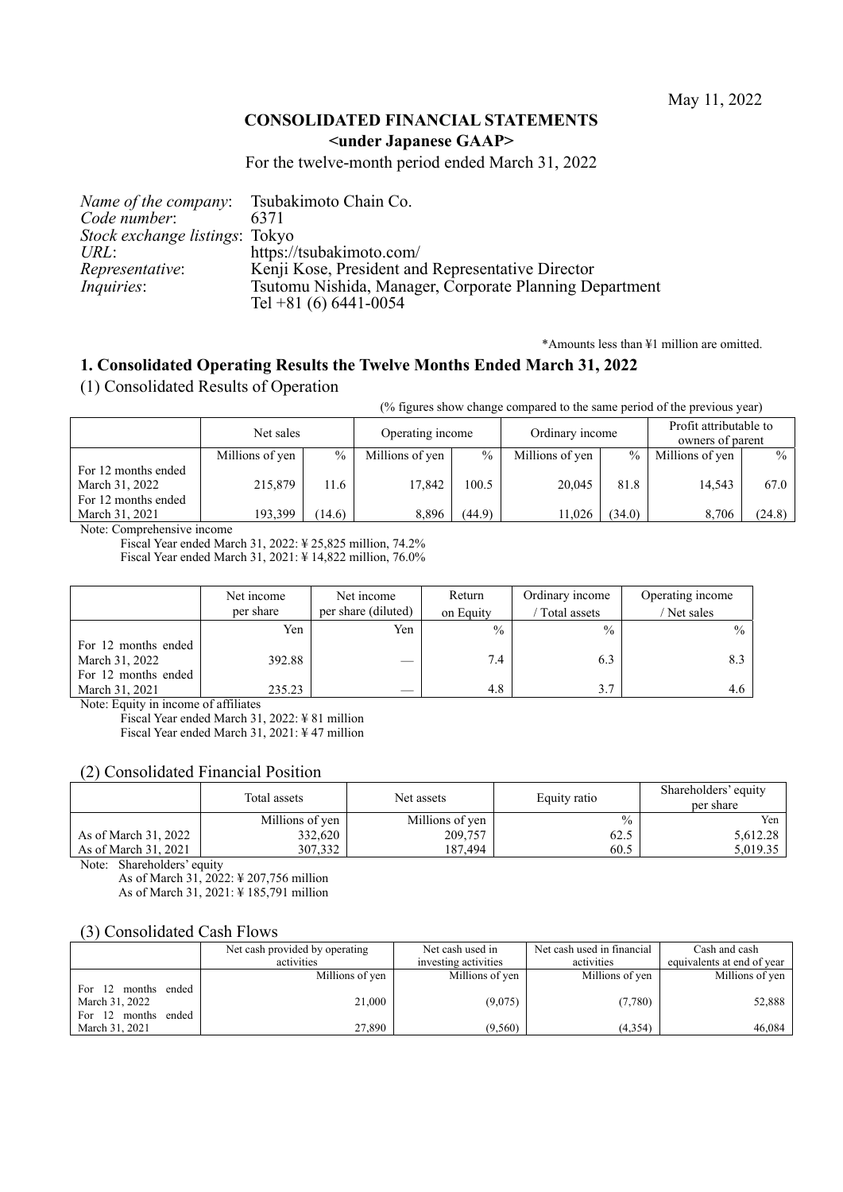May 11, 2022

# CONSOLIDATED FINANCIAL STATEMENTS
## <under Japanese GAAP>

For the twelve-month period ended March 31, 2022

*Name of the company*: Tsubakimoto Chain Co.
*Code number*: 6371
*Stock exchange listings*: Tokyo
*URL*: https://tsubakimoto.com/
*Representative*: Kenji Kose, President and Representative Director
*Inquiries*: Tsutomu Nishida, Manager, Corporate Planning Department
Tel +81 (6) 6441-0054

*Amounts less than ¥1 million are omitted.

## 1. Consolidated Operating Results the Twelve Months Ended March 31, 2022

### (1) Consolidated Results of Operation

(% figures show change compared to the same period of the previous year)

| | Net sales | | Operating income | | Ordinary income | | Profit attributable to owners of parent | |
|---|---|---|---|---|---|---|---|---|
| | Millions of yen | % | Millions of yen | % | Millions of yen | % | Millions of yen | % |
| For 12 months ended March 31, 2022 | 215,879 | 11.6 | 17,842 | 100.5 | 20,045 | 81.8 | 14,543 | 67.0 |
| For 12 months ended March 31, 2021 | 193,399 | (14.6) | 8,896 | (44.9) | 11,026 | (34.0) | 8,706 | (24.8) |

Note: Comprehensive income
Fiscal Year ended March 31, 2022: ¥ 25,825 million, 74.2%
Fiscal Year ended March 31, 2021: ¥ 14,822 million, 76.0%

| | Net income per share | Net income per share (diluted) | Return on Equity | Ordinary income / Total assets | Operating income / Net sales |
|---|---|---|---|---|---|
| | Yen | Yen | % | % | % |
| For 12 months ended March 31, 2022 | 392.88 | — | 7.4 | 6.3 | 8.3 |
| For 12 months ended March 31, 2021 | 235.23 | — | 4.8 | 3.7 | 4.6 |

Note: Equity in income of affiliates
Fiscal Year ended March 31, 2022: ¥ 81 million
Fiscal Year ended March 31, 2021: ¥ 47 million

### (2) Consolidated Financial Position

| | Total assets | Net assets | Equity ratio | Shareholders' equity per share |
|---|---|---|---|---|
| | Millions of yen | Millions of yen | % | Yen |
| As of March 31, 2022 | 332,620 | 209,757 | 62.5 | 5,612.28 |
| As of March 31, 2021 | 307,332 | 187,494 | 60.5 | 5,019.35 |

Note: Shareholders' equity
As of March 31, 2022: ¥ 207,756 million
As of March 31, 2021: ¥ 185,791 million

### (3) Consolidated Cash Flows

| | Net cash provided by operating activities | Net cash used in investing activities | Net cash used in financial activities | Cash and cash equivalents at end of year |
|---|---|---|---|---|
| | Millions of yen | Millions of yen | Millions of yen | Millions of yen |
| For 12 months ended March 31, 2022 | 21,000 | (9,075) | (7,780) | 52,888 |
| For 12 months ended March 31, 2021 | 27,890 | (9,560) | (4,354) | 46,084 |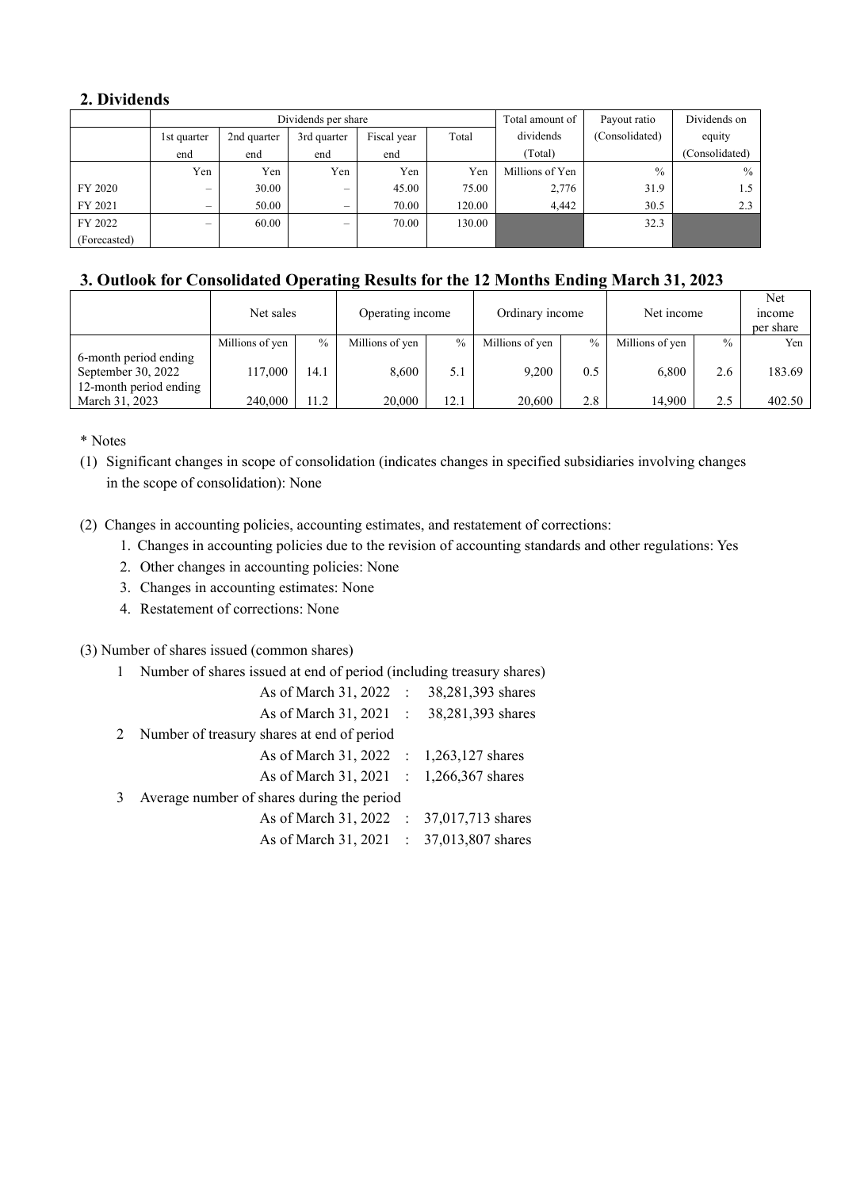## 2. Dividends

| | Dividends per share | | | | | Total amount of dividends (Total) | Payout ratio (Consolidated) | Dividends on equity (Consolidated) |
|---|---|---|---|---|---|---|---|---|
| | 1st quarter end | 2nd quarter end | 3rd quarter end | Fiscal year end | Total | | | |
| | Yen | Yen | Yen | Yen | Yen | Millions of Yen | % | % |
| FY 2020 | – | 30.00 | – | 45.00 | 75.00 | 2,776 | 31.9 | 1.5 |
| FY 2021 | – | 50.00 | – | 70.00 | 120.00 | 4,442 | 30.5 | 2.3 |
| FY 2022 (Forecasted) | – | 60.00 | – | 70.00 | 130.00 | | 32.3 | |

## 3. Outlook for Consolidated Operating Results for the 12 Months Ending March 31, 2023

| | Net sales | | Operating income | | Ordinary income | | Net income | | Net income per share |
|---|---|---|---|---|---|---|---|---|---|
| | Millions of yen | % | Millions of yen | % | Millions of yen | % | Millions of yen | % | Yen |
| 6-month period ending September 30, 2022 | 117,000 | 14.1 | 8,600 | 5.1 | 9,200 | 0.5 | 6,800 | 2.6 | 183.69 |
| 12-month period ending March 31, 2023 | 240,000 | 11.2 | 20,000 | 12.1 | 20,600 | 2.8 | 14,900 | 2.5 | 402.50 |

\* Notes

(1) Significant changes in scope of consolidation (indicates changes in specified subsidiaries involving changes in the scope of consolidation): None

(2) Changes in accounting policies, accounting estimates, and restatement of corrections:
1. Changes in accounting policies due to the revision of accounting standards and other regulations: Yes
2. Other changes in accounting policies: None
3. Changes in accounting estimates: None
4. Restatement of corrections: None

(3) Number of shares issued (common shares)

1 Number of shares issued at end of period (including treasury shares)
 As of March 31, 2022 : 38,281,393 shares
 As of March 31, 2021 : 38,281,393 shares

2 Number of treasury shares at end of period
 As of March 31, 2022 : 1,263,127 shares
 As of March 31, 2021 : 1,266,367 shares

3 Average number of shares during the period
 As of March 31, 2022 : 37,017,713 shares
 As of March 31, 2021 : 37,013,807 shares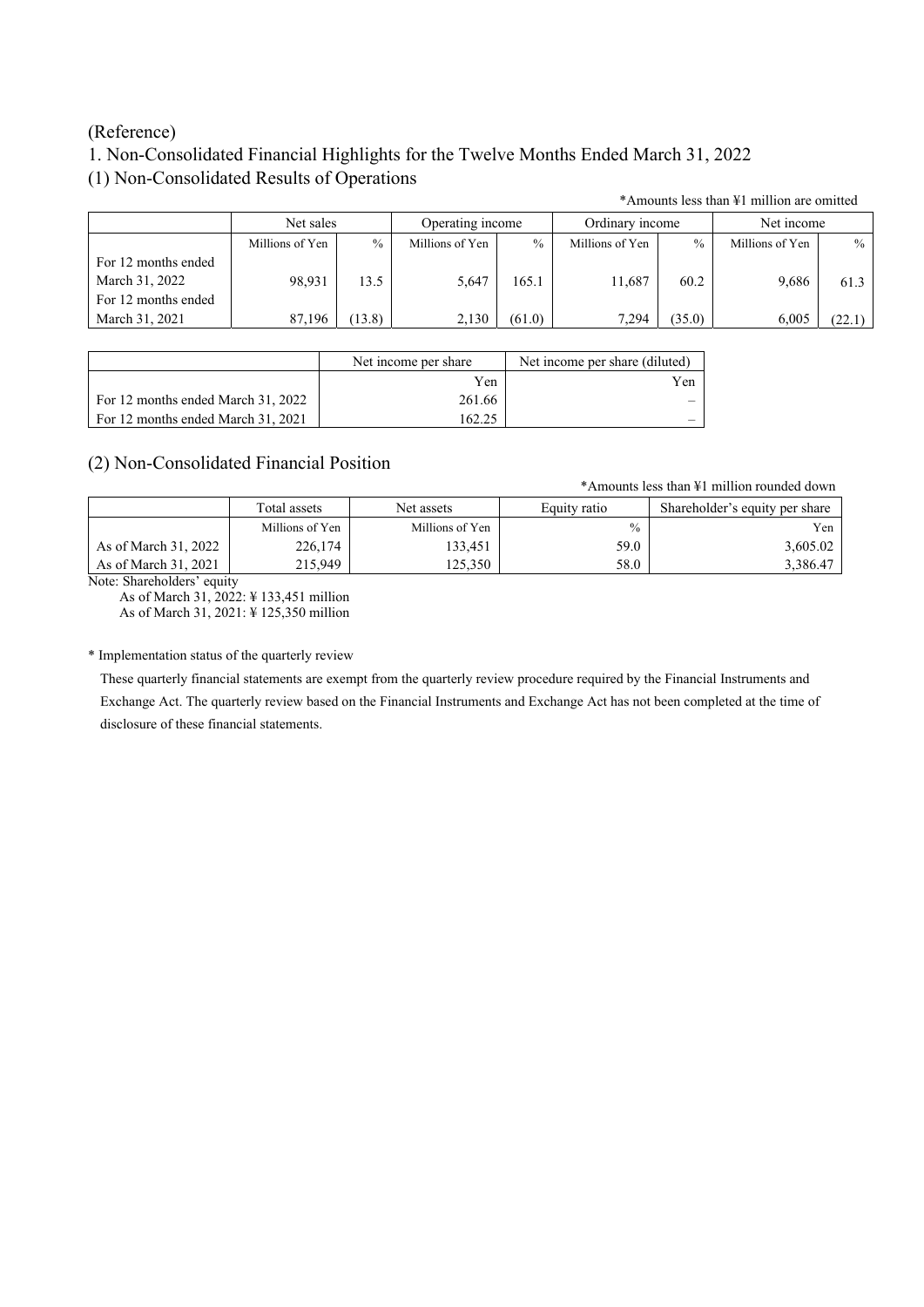(Reference)

# 1. Non-Consolidated Financial Highlights for the Twelve Months Ended March 31, 2022

## (1) Non-Consolidated Results of Operations

*Amounts less than ¥1 million are omitted

| | Net sales | | Operating income | | Ordinary income | | Net income | |
|---|---|---|---|---|---|---|---|---|
| | Millions of Yen | % | Millions of Yen | % | Millions of Yen | % | Millions of Yen | % |
| For 12 months ended March 31, 2022 | 98,931 | 13.5 | 5,647 | 165.1 | 11,687 | 60.2 | 9,686 | 61.3 |
| For 12 months ended March 31, 2021 | 87,196 | (13.8) | 2,130 | (61.0) | 7,294 | (35.0) | 6,005 | (22.1) |

| | Net income per share | Net income per share (diluted) |
|---|---|---|
| | Yen | Yen |
| For 12 months ended March 31, 2022 | 261.66 | – |
| For 12 months ended March 31, 2021 | 162.25 | – |

## (2) Non-Consolidated Financial Position

*Amounts less than ¥1 million rounded down

| | Total assets | Net assets | Equity ratio | Shareholder's equity per share |
|---|---|---|---|---|
| | Millions of Yen | Millions of Yen | % | Yen |
| As of March 31, 2022 | 226,174 | 133,451 | 59.0 | 3,605.02 |
| As of March 31, 2021 | 215,949 | 125,350 | 58.0 | 3,386.47 |

Note: Shareholders' equity
As of March 31, 2022: ¥ 133,451 million
As of March 31, 2021: ¥ 125,350 million

* Implementation status of the quarterly review

These quarterly financial statements are exempt from the quarterly review procedure required by the Financial Instruments and Exchange Act. The quarterly review based on the Financial Instruments and Exchange Act has not been completed at the time of disclosure of these financial statements.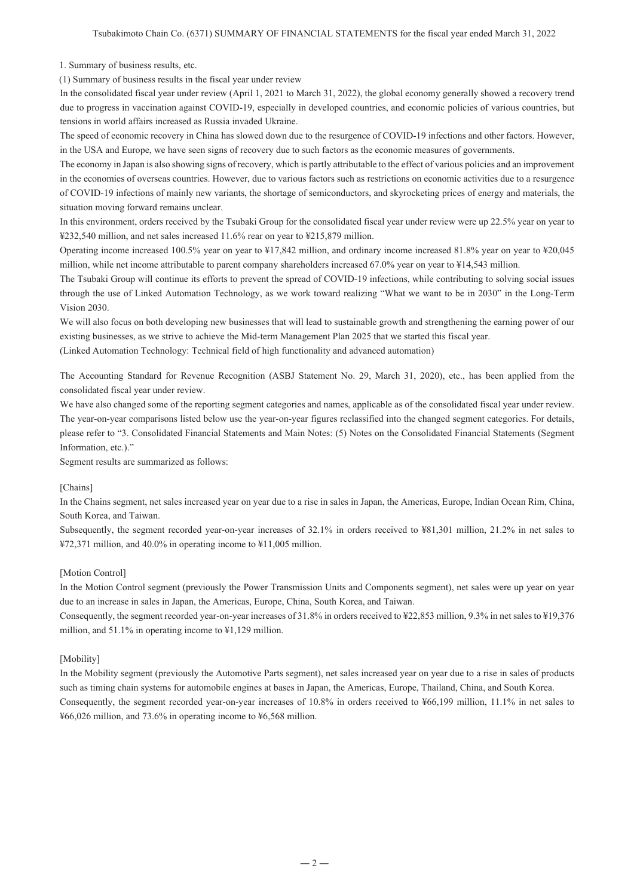1. Summary of business results, etc.

(1) Summary of business results in the fiscal year under review

In the consolidated fiscal year under review (April 1, 2021 to March 31, 2022), the global economy generally showed a recovery trend due to progress in vaccination against COVID-19, especially in developed countries, and economic policies of various countries, but tensions in world affairs increased as Russia invaded Ukraine.

The speed of economic recovery in China has slowed down due to the resurgence of COVID-19 infections and other factors. However, in the USA and Europe, we have seen signs of recovery due to such factors as the economic measures of governments.

The economy in Japan is also showing signs of recovery, which is partly attributable to the effect of various policies and an improvement in the economies of overseas countries. However, due to various factors such as restrictions on economic activities due to a resurgence of COVID-19 infections of mainly new variants, the shortage of semiconductors, and skyrocketing prices of energy and materials, the situation moving forward remains unclear.

In this environment, orders received by the Tsubaki Group for the consolidated fiscal year under review were up 22.5% year on year to ¥232,540 million, and net sales increased 11.6% rear on year to ¥215,879 million.

Operating income increased 100.5% year on year to ¥17,842 million, and ordinary income increased 81.8% year on year to ¥20,045 million, while net income attributable to parent company shareholders increased 67.0% year on year to ¥14,543 million.

The Tsubaki Group will continue its efforts to prevent the spread of COVID-19 infections, while contributing to solving social issues through the use of Linked Automation Technology, as we work toward realizing "What we want to be in 2030" in the Long-Term Vision 2030.

We will also focus on both developing new businesses that will lead to sustainable growth and strengthening the earning power of our existing businesses, as we strive to achieve the Mid-term Management Plan 2025 that we started this fiscal year.

(Linked Automation Technology: Technical field of high functionality and advanced automation)

The Accounting Standard for Revenue Recognition (ASBJ Statement No. 29, March 31, 2020), etc., has been applied from the consolidated fiscal year under review.

We have also changed some of the reporting segment categories and names, applicable as of the consolidated fiscal year under review. The year-on-year comparisons listed below use the year-on-year figures reclassified into the changed segment categories. For details, please refer to "3. Consolidated Financial Statements and Main Notes: (5) Notes on the Consolidated Financial Statements (Segment Information, etc.)."

Segment results are summarized as follows:

[Chains]

In the Chains segment, net sales increased year on year due to a rise in sales in Japan, the Americas, Europe, Indian Ocean Rim, China, South Korea, and Taiwan.

Subsequently, the segment recorded year-on-year increases of 32.1% in orders received to ¥81,301 million, 21.2% in net sales to ¥72,371 million, and 40.0% in operating income to ¥11,005 million.

[Motion Control]

In the Motion Control segment (previously the Power Transmission Units and Components segment), net sales were up year on year due to an increase in sales in Japan, the Americas, Europe, China, South Korea, and Taiwan.

Consequently, the segment recorded year-on-year increases of 31.8% in orders received to ¥22,853 million, 9.3% in net sales to ¥19,376 million, and 51.1% in operating income to ¥1,129 million.

[Mobility]

In the Mobility segment (previously the Automotive Parts segment), net sales increased year on year due to a rise in sales of products such as timing chain systems for automobile engines at bases in Japan, the Americas, Europe, Thailand, China, and South Korea.

Consequently, the segment recorded year-on-year increases of 10.8% in orders received to ¥66,199 million, 11.1% in net sales to ¥66,026 million, and 73.6% in operating income to ¥6,568 million.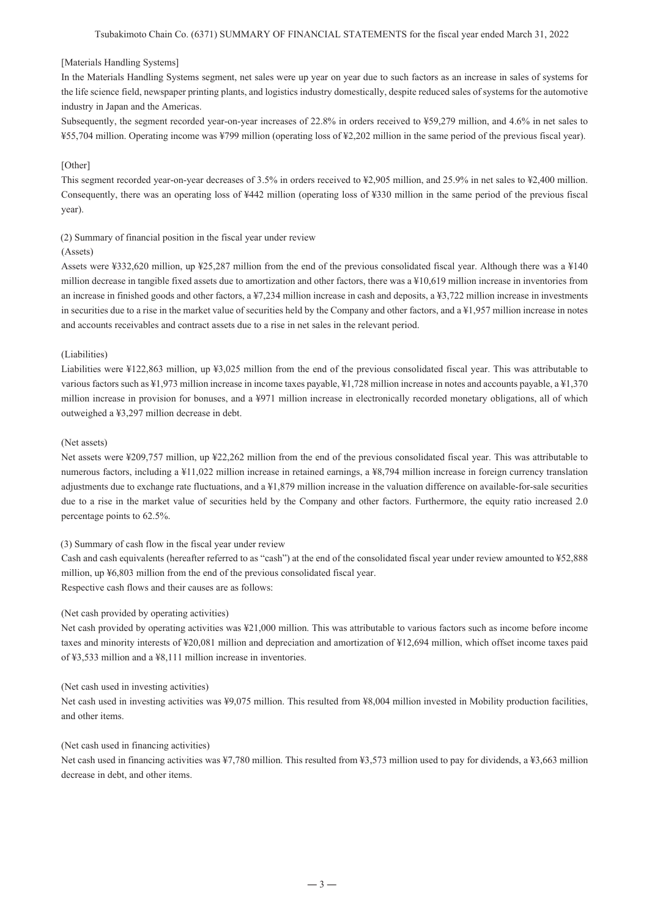[Materials Handling Systems]

In the Materials Handling Systems segment, net sales were up year on year due to such factors as an increase in sales of systems for the life science field, newspaper printing plants, and logistics industry domestically, despite reduced sales of systems for the automotive industry in Japan and the Americas.

Subsequently, the segment recorded year-on-year increases of 22.8% in orders received to ¥59,279 million, and 4.6% in net sales to ¥55,704 million. Operating income was ¥799 million (operating loss of ¥2,202 million in the same period of the previous fiscal year).

[Other]

This segment recorded year-on-year decreases of 3.5% in orders received to ¥2,905 million, and 25.9% in net sales to ¥2,400 million. Consequently, there was an operating loss of ¥442 million (operating loss of ¥330 million in the same period of the previous fiscal year).

(2) Summary of financial position in the fiscal year under review

(Assets)

Assets were ¥332,620 million, up ¥25,287 million from the end of the previous consolidated fiscal year. Although there was a ¥140 million decrease in tangible fixed assets due to amortization and other factors, there was a ¥10,619 million increase in inventories from an increase in finished goods and other factors, a ¥7,234 million increase in cash and deposits, a ¥3,722 million increase in investments in securities due to a rise in the market value of securities held by the Company and other factors, and a ¥1,957 million increase in notes and accounts receivables and contract assets due to a rise in net sales in the relevant period.

(Liabilities)

Liabilities were ¥122,863 million, up ¥3,025 million from the end of the previous consolidated fiscal year. This was attributable to various factors such as ¥1,973 million increase in income taxes payable, ¥1,728 million increase in notes and accounts payable, a ¥1,370 million increase in provision for bonuses, and a ¥971 million increase in electronically recorded monetary obligations, all of which outweighed a ¥3,297 million decrease in debt.

(Net assets)

Net assets were ¥209,757 million, up ¥22,262 million from the end of the previous consolidated fiscal year. This was attributable to numerous factors, including a ¥11,022 million increase in retained earnings, a ¥8,794 million increase in foreign currency translation adjustments due to exchange rate fluctuations, and a ¥1,879 million increase in the valuation difference on available-for-sale securities due to a rise in the market value of securities held by the Company and other factors. Furthermore, the equity ratio increased 2.0 percentage points to 62.5%.

(3) Summary of cash flow in the fiscal year under review

Cash and cash equivalents (hereafter referred to as "cash") at the end of the consolidated fiscal year under review amounted to ¥52,888 million, up ¥6,803 million from the end of the previous consolidated fiscal year.

Respective cash flows and their causes are as follows:

(Net cash provided by operating activities)

Net cash provided by operating activities was ¥21,000 million. This was attributable to various factors such as income before income taxes and minority interests of ¥20,081 million and depreciation and amortization of ¥12,694 million, which offset income taxes paid of ¥3,533 million and a ¥8,111 million increase in inventories.

(Net cash used in investing activities)

Net cash used in investing activities was ¥9,075 million. This resulted from ¥8,004 million invested in Mobility production facilities, and other items.

(Net cash used in financing activities)

Net cash used in financing activities was ¥7,780 million. This resulted from ¥3,573 million used to pay for dividends, a ¥3,663 million decrease in debt, and other items.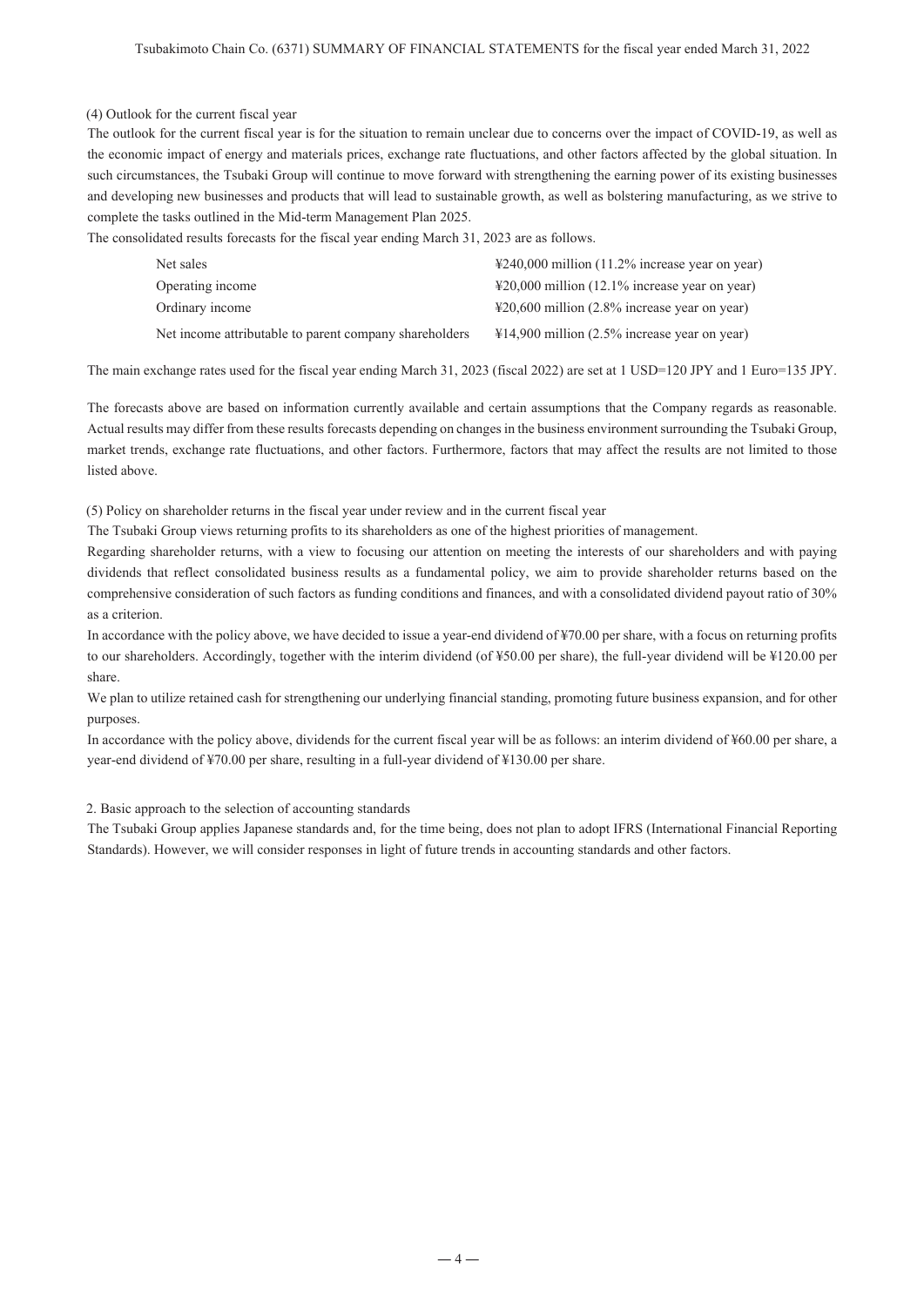### (4) Outlook for the current fiscal year

The outlook for the current fiscal year is for the situation to remain unclear due to concerns over the impact of COVID-19, as well as the economic impact of energy and materials prices, exchange rate fluctuations, and other factors affected by the global situation. In such circumstances, the Tsubaki Group will continue to move forward with strengthening the earning power of its existing businesses and developing new businesses and products that will lead to sustainable growth, as well as bolstering manufacturing, as we strive to complete the tasks outlined in the Mid-term Management Plan 2025.

The consolidated results forecasts for the fiscal year ending March 31, 2023 are as follows.

| | |
|---|---|
| Net sales | ¥240,000 million (11.2% increase year on year) |
| Operating income | ¥20,000 million (12.1% increase year on year) |
| Ordinary income | ¥20,600 million (2.8% increase year on year) |
| Net income attributable to parent company shareholders | ¥14,900 million (2.5% increase year on year) |

The main exchange rates used for the fiscal year ending March 31, 2023 (fiscal 2022) are set at 1 USD=120 JPY and 1 Euro=135 JPY.

The forecasts above are based on information currently available and certain assumptions that the Company regards as reasonable. Actual results may differ from these results forecasts depending on changes in the business environment surrounding the Tsubaki Group, market trends, exchange rate fluctuations, and other factors. Furthermore, factors that may affect the results are not limited to those listed above.

### (5) Policy on shareholder returns in the fiscal year under review and in the current fiscal year

The Tsubaki Group views returning profits to its shareholders as one of the highest priorities of management.

Regarding shareholder returns, with a view to focusing our attention on meeting the interests of our shareholders and with paying dividends that reflect consolidated business results as a fundamental policy, we aim to provide shareholder returns based on the comprehensive consideration of such factors as funding conditions and finances, and with a consolidated dividend payout ratio of 30% as a criterion.

In accordance with the policy above, we have decided to issue a year-end dividend of ¥70.00 per share, with a focus on returning profits to our shareholders. Accordingly, together with the interim dividend (of ¥50.00 per share), the full-year dividend will be ¥120.00 per share.

We plan to utilize retained cash for strengthening our underlying financial standing, promoting future business expansion, and for other purposes.

In accordance with the policy above, dividends for the current fiscal year will be as follows: an interim dividend of ¥60.00 per share, a year-end dividend of ¥70.00 per share, resulting in a full-year dividend of ¥130.00 per share.

## 2. Basic approach to the selection of accounting standards

The Tsubaki Group applies Japanese standards and, for the time being, does not plan to adopt IFRS (International Financial Reporting Standards). However, we will consider responses in light of future trends in accounting standards and other factors.